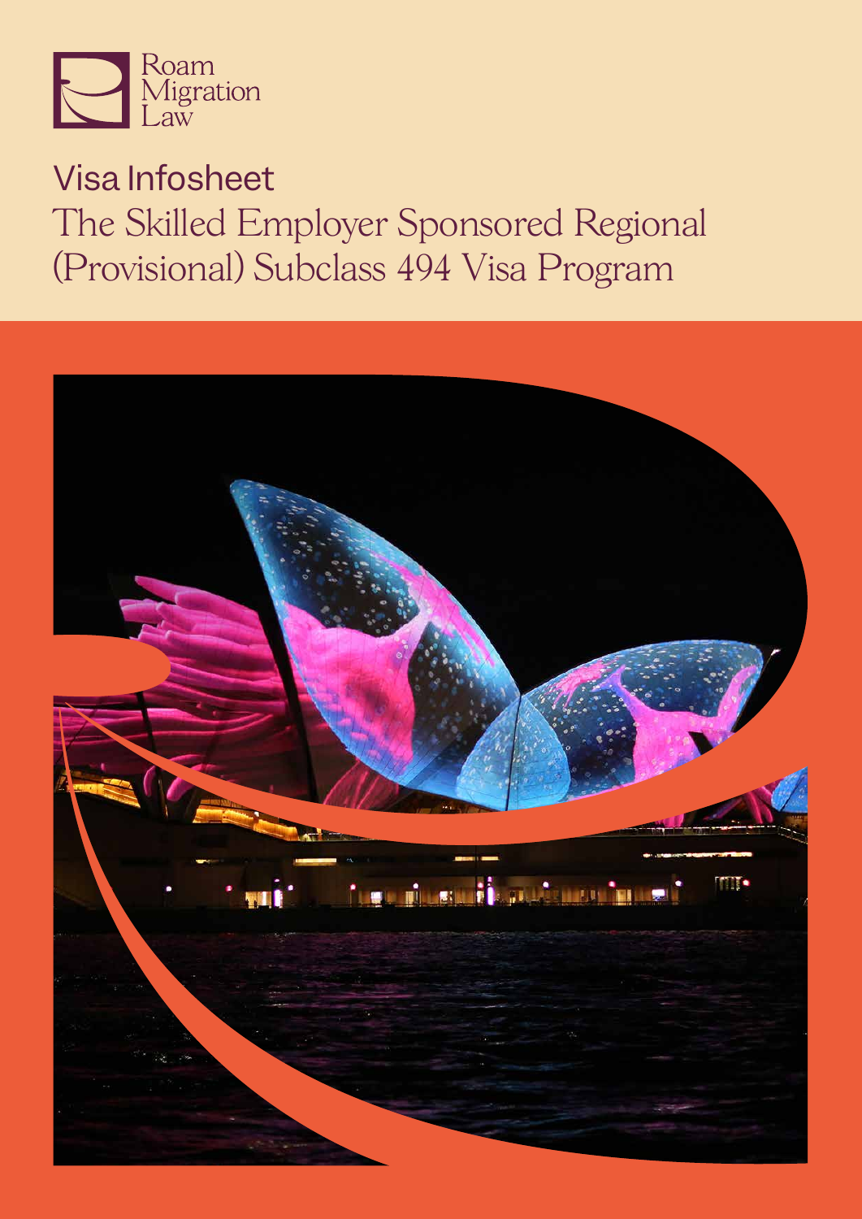Roam Migration Law

# Visa Infosheet

## The Skilled Employer Sponsored Regional (Provisional) Subclass 494 Visa Program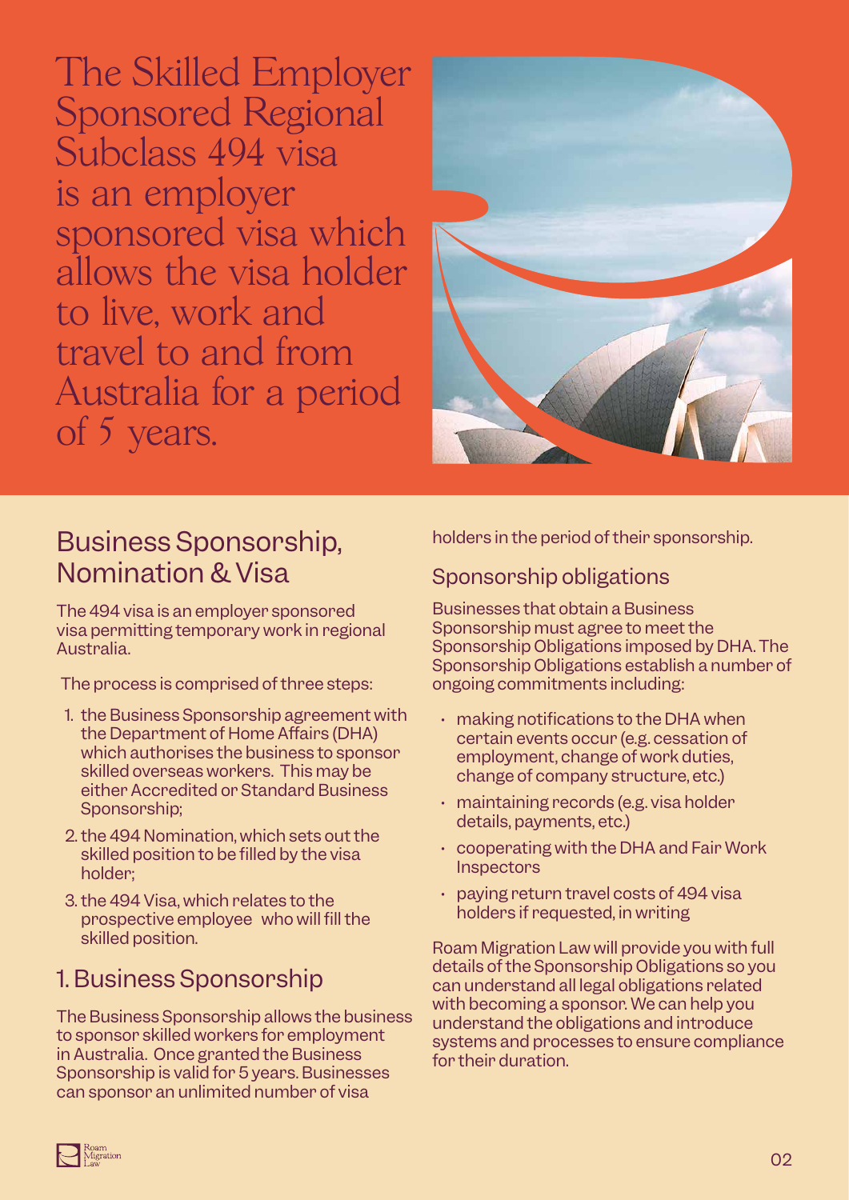# The Skilled Employer Sponsored Regional Subclass 494 visa is an employer sponsored visa which allows the visa holder to live, work and travel to and from Australia for a period of 5 years.

## Business Sponsorship, Nomination & Visa

The 494 visa is an employer sponsored visa permitting temporary work in regional Australia.

The process is comprised of three steps:

1. the Business Sponsorship agreement with the Department of Home Affairs (DHA) which authorises the business to sponsor skilled overseas workers. This may be either Accredited or Standard Business Sponsorship;
2. the 494 Nomination, which sets out the skilled position to be filled by the visa holder;
3. the 494 Visa, which relates to the prospective employee who will fill the skilled position.

## 1. Business Sponsorship

The Business Sponsorship allows the business to sponsor skilled workers for employment in Australia. Once granted the Business Sponsorship is valid for 5 years. Businesses can sponsor an unlimited number of visa holders in the period of their sponsorship.

### Sponsorship obligations

Businesses that obtain a Business Sponsorship must agree to meet the Sponsorship Obligations imposed by DHA. The Sponsorship Obligations establish a number of ongoing commitments including:

- making notifications to the DHA when certain events occur (e.g. cessation of employment, change of work duties, change of company structure, etc.)
- maintaining records (e.g. visa holder details, payments, etc.)
- cooperating with the DHA and Fair Work Inspectors
- paying return travel costs of 494 visa holders if requested, in writing

Roam Migration Law will provide you with full details of the Sponsorship Obligations so you can understand all legal obligations related with becoming a sponsor. We can help you understand the obligations and introduce systems and processes to ensure compliance for their duration.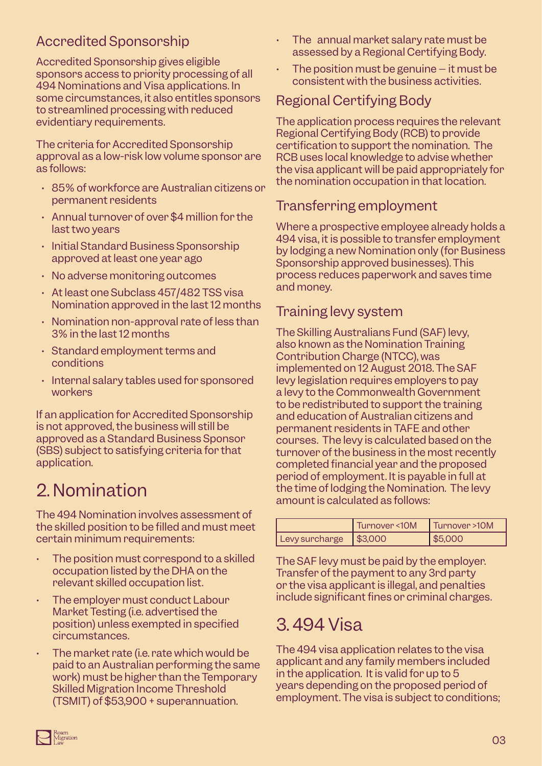## Accredited Sponsorship

Accredited Sponsorship gives eligible sponsors access to priority processing of all 494 Nominations and Visa applications. In some circumstances, it also entitles sponsors to streamlined processing with reduced evidentiary requirements.

The criteria for Accredited Sponsorship approval as a low-risk low volume sponsor are as follows:

- 85% of workforce are Australian citizens or permanent residents
- Annual turnover of over $4 million for the last two years
- Initial Standard Business Sponsorship approved at least one year ago
- No adverse monitoring outcomes
- At least one Subclass 457/482 TSS visa Nomination approved in the last 12 months
- Nomination non-approval rate of less than 3% in the last 12 months
- Standard employment terms and conditions
- Internal salary tables used for sponsored workers

If an application for Accredited Sponsorship is not approved, the business will still be approved as a Standard Business Sponsor (SBS) subject to satisfying criteria for that application.

# 2. Nomination

The 494 Nomination involves assessment of the skilled position to be filled and must meet certain minimum requirements:

- The position must correspond to a skilled occupation listed by the DHA on the relevant skilled occupation list.
- The employer must conduct Labour Market Testing (i.e. advertised the position) unless exempted in specified circumstances.
- The market rate (i.e. rate which would be paid to an Australian performing the same work) must be higher than the Temporary Skilled Migration Income Threshold (TSMIT) of $53,900 + superannuation.
- The annual market salary rate must be assessed by a Regional Certifying Body.
- The position must be genuine – it must be consistent with the business activities.

## Regional Certifying Body

The application process requires the relevant Regional Certifying Body (RCB) to provide certification to support the nomination. The RCB uses local knowledge to advise whether the visa applicant will be paid appropriately for the nomination occupation in that location.

## Transferring employment

Where a prospective employee already holds a 494 visa, it is possible to transfer employment by lodging a new Nomination only (for Business Sponsorship approved businesses). This process reduces paperwork and saves time and money.

## Training levy system

The Skilling Australians Fund (SAF) levy, also known as the Nomination Training Contribution Charge (NTCC), was implemented on 12 August 2018. The SAF levy legislation requires employers to pay a levy to the Commonwealth Government to be redistributed to support the training and education of Australian citizens and permanent residents in TAFE and other courses. The levy is calculated based on the turnover of the business in the most recently completed financial year and the proposed period of employment. It is payable in full at the time of lodging the Nomination. The levy amount is calculated as follows:

| | Turnover <10M | Turnover >10M |
|---|---|---|
| Levy surcharge | $3,000 | $5,000 |

The SAF levy must be paid by the employer. Transfer of the payment to any 3rd party or the visa applicant is illegal, and penalties include significant fines or criminal charges.

# 3. 494 Visa

The 494 visa application relates to the visa applicant and any family members included in the application. It is valid for up to 5 years depending on the proposed period of employment. The visa is subject to conditions;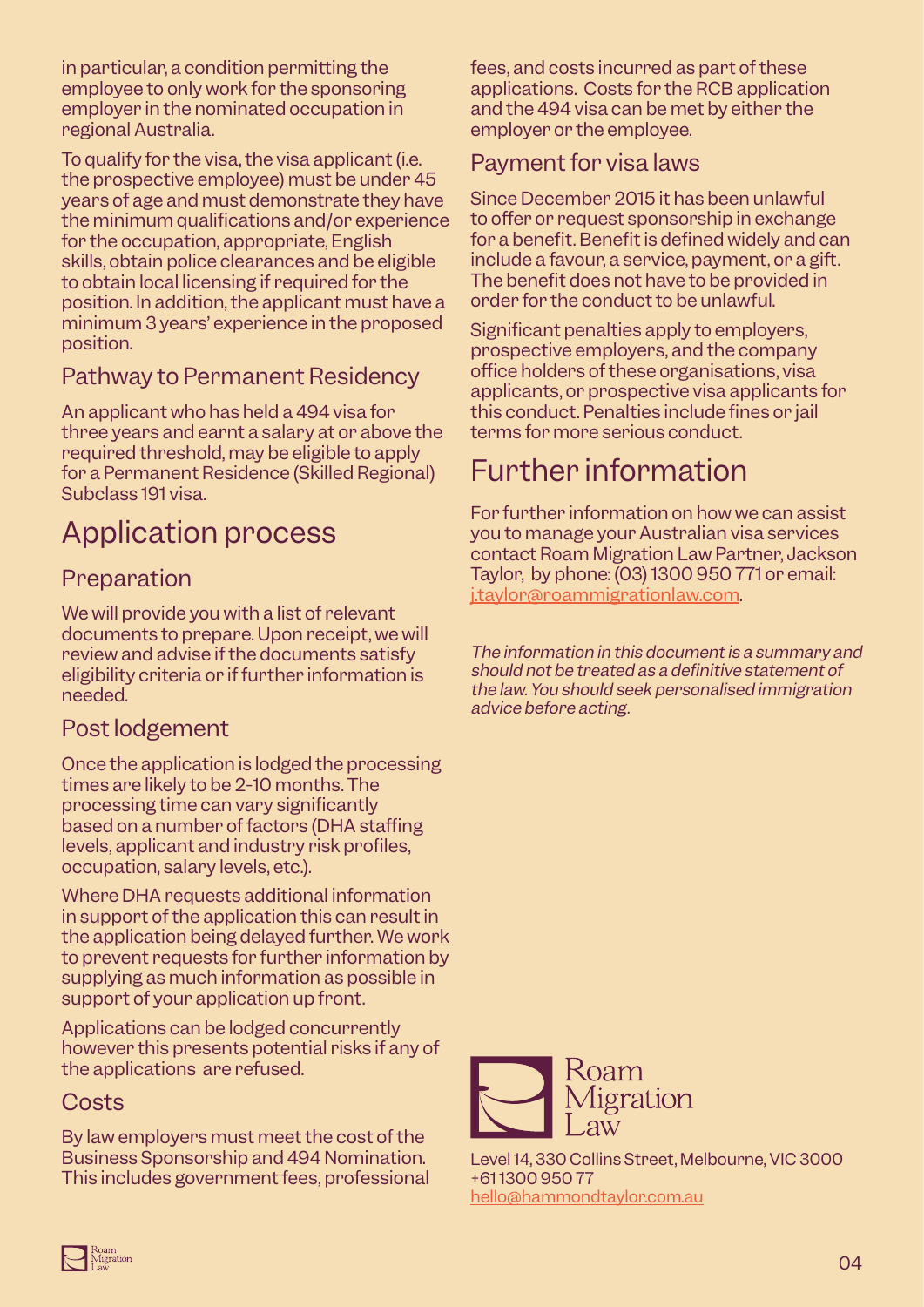in particular, a condition permitting the employee to only work for the sponsoring employer in the nominated occupation in regional Australia.

To qualify for the visa, the visa applicant (i.e. the prospective employee) must be under 45 years of age and must demonstrate they have the minimum qualifications and/or experience for the occupation, appropriate, English skills, obtain police clearances and be eligible to obtain local licensing if required for the position. In addition, the applicant must have a minimum 3 years' experience in the proposed position.

### Pathway to Permanent Residency

An applicant who has held a 494 visa for three years and earnt a salary at or above the required threshold, may be eligible to apply for a Permanent Residence (Skilled Regional) Subclass 191 visa.

## Application process

### Preparation

We will provide you with a list of relevant documents to prepare. Upon receipt, we will review and advise if the documents satisfy eligibility criteria or if further information is needed.

### Post lodgement

Once the application is lodged the processing times are likely to be 2-10 months. The processing time can vary significantly based on a number of factors (DHA staffing levels, applicant and industry risk profiles, occupation, salary levels, etc.).

Where DHA requests additional information in support of the application this can result in the application being delayed further. We work to prevent requests for further information by supplying as much information as possible in support of your application up front.

Applications can be lodged concurrently however this presents potential risks if any of the applications are refused.

### Costs

By law employers must meet the cost of the Business Sponsorship and 494 Nomination. This includes government fees, professional fees, and costs incurred as part of these applications. Costs for the RCB application and the 494 visa can be met by either the employer or the employee.

### Payment for visa laws

Since December 2015 it has been unlawful to offer or request sponsorship in exchange for a benefit. Benefit is defined widely and can include a favour, a service, payment, or a gift. The benefit does not have to be provided in order for the conduct to be unlawful.

Significant penalties apply to employers, prospective employers, and the company office holders of these organisations, visa applicants, or prospective visa applicants for this conduct. Penalties include fines or jail terms for more serious conduct.

## Further information

For further information on how we can assist you to manage your Australian visa services contact Roam Migration Law Partner, Jackson Taylor, by phone: (03) 1300 950 771 or email: j.taylor@roammigrationlaw.com.

*The information in this document is a summary and should not be treated as a definitive statement of the law. You should seek personalised immigration advice before acting.*

Roam Migration Law

Level 14, 330 Collins Street, Melbourne, VIC 3000
+61 1300 950 77
hello@hammondtaylor.com.au